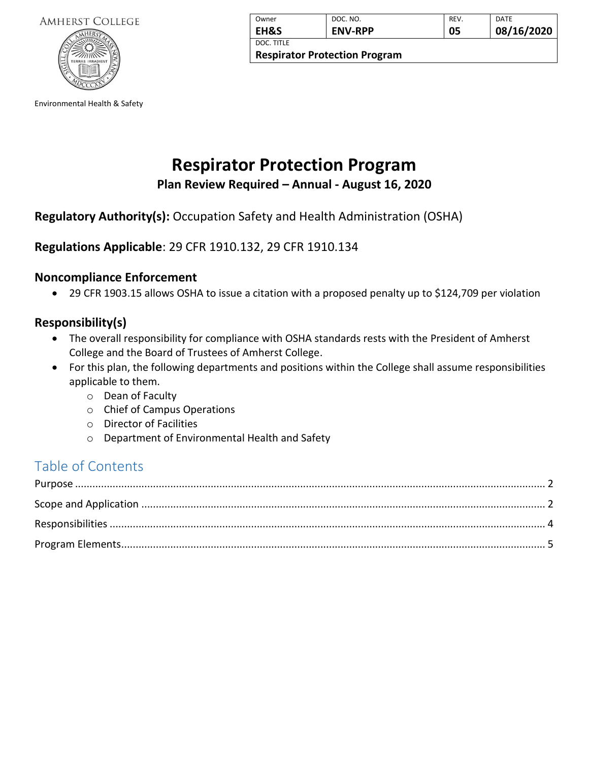AMHERST COLLEGE

Environmental Health & Safety

| Owner | DOC. NO. | REV. | DATE |
|---|---|---|---|
| EH&S | ENV-RPP | 05 | 08/16/2020 |
| DOC. TITLE | | | |
| Respirator Protection Program | | | |

# Respirator Protection Program

**Plan Review Required – Annual - August 16, 2020**

**Regulatory Authority(s):** Occupation Safety and Health Administration (OSHA)

**Regulations Applicable**: 29 CFR 1910.132, 29 CFR 1910.134

### Noncompliance Enforcement

- 29 CFR 1903.15 allows OSHA to issue a citation with a proposed penalty up to $124,709 per violation

### Responsibility(s)

- The overall responsibility for compliance with OSHA standards rests with the President of Amherst College and the Board of Trustees of Amherst College.
- For this plan, the following departments and positions within the College shall assume responsibilities applicable to them.
  - Dean of Faculty
  - Chief of Campus Operations
  - Director of Facilities
  - Department of Environmental Health and Safety

## Table of Contents

Purpose ........ 2

Scope and Application ........ 2

Responsibilities ........ 4

Program Elements ........ 5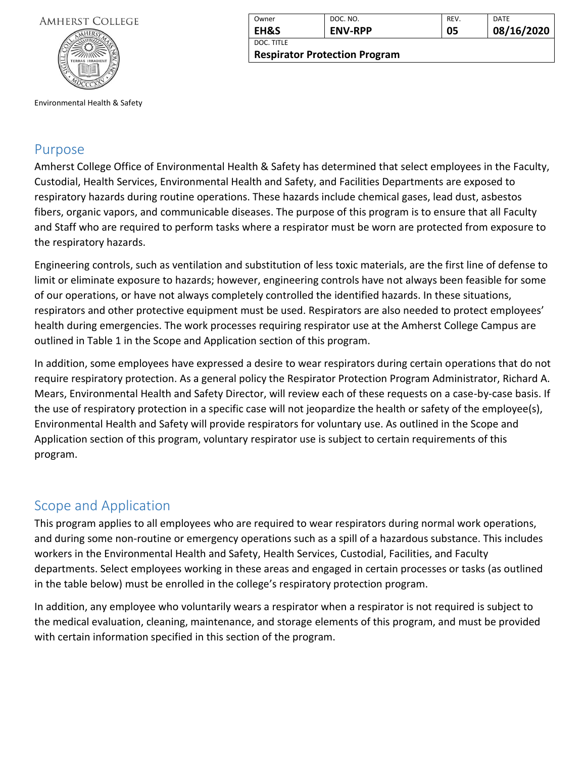## Purpose

Amherst College Office of Environmental Health & Safety has determined that select employees in the Faculty, Custodial, Health Services, Environmental Health and Safety, and Facilities Departments are exposed to respiratory hazards during routine operations. These hazards include chemical gases, lead dust, asbestos fibers, organic vapors, and communicable diseases. The purpose of this program is to ensure that all Faculty and Staff who are required to perform tasks where a respirator must be worn are protected from exposure to the respiratory hazards.

Engineering controls, such as ventilation and substitution of less toxic materials, are the first line of defense to limit or eliminate exposure to hazards; however, engineering controls have not always been feasible for some of our operations, or have not always completely controlled the identified hazards. In these situations, respirators and other protective equipment must be used. Respirators are also needed to protect employees' health during emergencies. The work processes requiring respirator use at the Amherst College Campus are outlined in Table 1 in the Scope and Application section of this program.

In addition, some employees have expressed a desire to wear respirators during certain operations that do not require respiratory protection. As a general policy the Respirator Protection Program Administrator, Richard A. Mears, Environmental Health and Safety Director, will review each of these requests on a case-by-case basis. If the use of respiratory protection in a specific case will not jeopardize the health or safety of the employee(s), Environmental Health and Safety will provide respirators for voluntary use. As outlined in the Scope and Application section of this program, voluntary respirator use is subject to certain requirements of this program.

## Scope and Application

This program applies to all employees who are required to wear respirators during normal work operations, and during some non-routine or emergency operations such as a spill of a hazardous substance. This includes workers in the Environmental Health and Safety, Health Services, Custodial, Facilities, and Faculty departments. Select employees working in these areas and engaged in certain processes or tasks (as outlined in the table below) must be enrolled in the college's respiratory protection program.

In addition, any employee who voluntarily wears a respirator when a respirator is not required is subject to the medical evaluation, cleaning, maintenance, and storage elements of this program, and must be provided with certain information specified in this section of the program.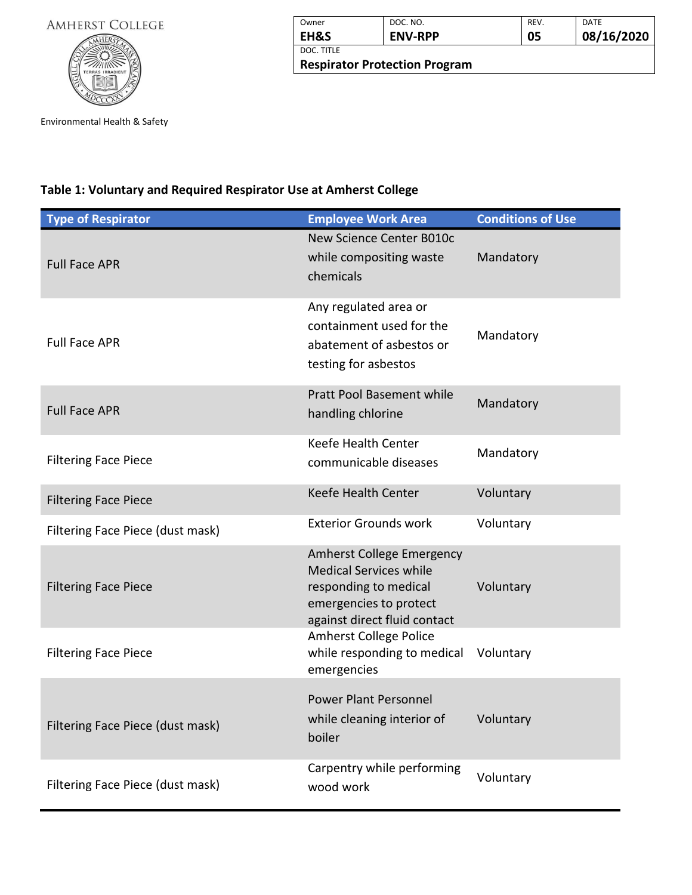**Table 1: Voluntary and Required Respirator Use at Amherst College**

| Type of Respirator | Employee Work Area | Conditions of Use |
| --- | --- | --- |
| Full Face APR | New Science Center B010c while compositing waste chemicals | Mandatory |
| Full Face APR | Any regulated area or containment used for the abatement of asbestos or testing for asbestos | Mandatory |
| Full Face APR | Pratt Pool Basement while handling chlorine | Mandatory |
| Filtering Face Piece | Keefe Health Center communicable diseases | Mandatory |
| Filtering Face Piece | Keefe Health Center | Voluntary |
| Filtering Face Piece (dust mask) | Exterior Grounds work | Voluntary |
| Filtering Face Piece | Amherst College Emergency Medical Services while responding to medical emergencies to protect against direct fluid contact | Voluntary |
| Filtering Face Piece | Amherst College Police while responding to medical emergencies | Voluntary |
| Filtering Face Piece (dust mask) | Power Plant Personnel while cleaning interior of boiler | Voluntary |
| Filtering Face Piece (dust mask) | Carpentry while performing wood work | Voluntary |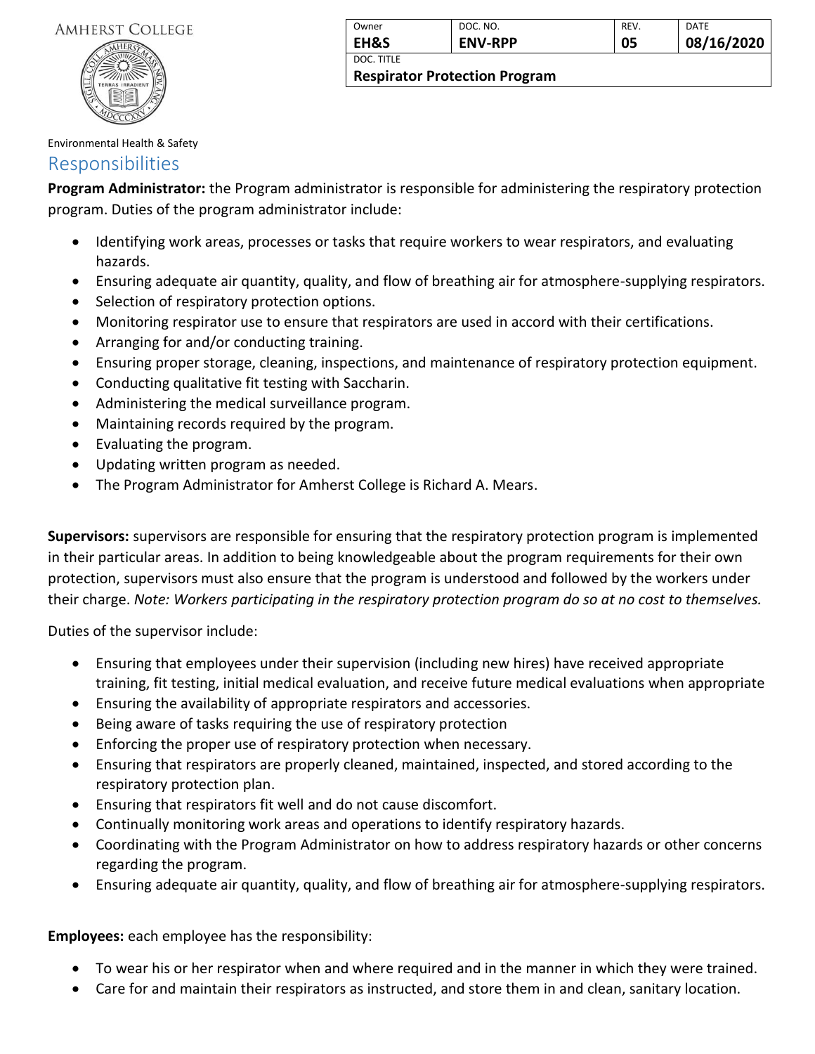Environmental Health & Safety

## Responsibilities

**Program Administrator:** the Program administrator is responsible for administering the respiratory protection program. Duties of the program administrator include:

- Identifying work areas, processes or tasks that require workers to wear respirators, and evaluating hazards.
- Ensuring adequate air quantity, quality, and flow of breathing air for atmosphere-supplying respirators.
- Selection of respiratory protection options.
- Monitoring respirator use to ensure that respirators are used in accord with their certifications.
- Arranging for and/or conducting training.
- Ensuring proper storage, cleaning, inspections, and maintenance of respiratory protection equipment.
- Conducting qualitative fit testing with Saccharin.
- Administering the medical surveillance program.
- Maintaining records required by the program.
- Evaluating the program.
- Updating written program as needed.
- The Program Administrator for Amherst College is Richard A. Mears.

**Supervisors:** supervisors are responsible for ensuring that the respiratory protection program is implemented in their particular areas. In addition to being knowledgeable about the program requirements for their own protection, supervisors must also ensure that the program is understood and followed by the workers under their charge. *Note: Workers participating in the respiratory protection program do so at no cost to themselves.*

Duties of the supervisor include:

- Ensuring that employees under their supervision (including new hires) have received appropriate training, fit testing, initial medical evaluation, and receive future medical evaluations when appropriate
- Ensuring the availability of appropriate respirators and accessories.
- Being aware of tasks requiring the use of respiratory protection
- Enforcing the proper use of respiratory protection when necessary.
- Ensuring that respirators are properly cleaned, maintained, inspected, and stored according to the respiratory protection plan.
- Ensuring that respirators fit well and do not cause discomfort.
- Continually monitoring work areas and operations to identify respiratory hazards.
- Coordinating with the Program Administrator on how to address respiratory hazards or other concerns regarding the program.
- Ensuring adequate air quantity, quality, and flow of breathing air for atmosphere-supplying respirators.

**Employees:** each employee has the responsibility:

- To wear his or her respirator when and where required and in the manner in which they were trained.
- Care for and maintain their respirators as instructed, and store them in and clean, sanitary location.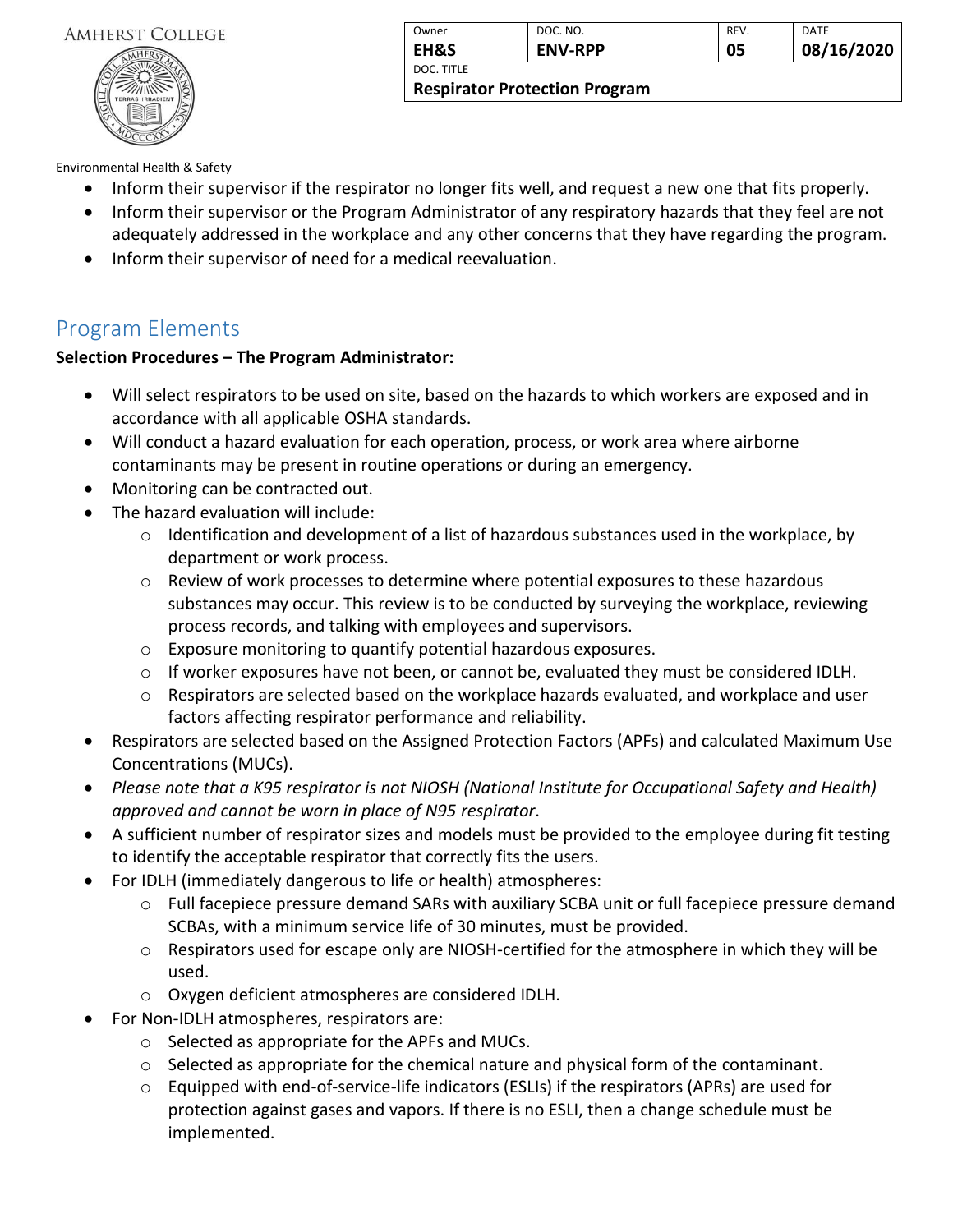- Inform their supervisor if the respirator no longer fits well, and request a new one that fits properly.
- Inform their supervisor or the Program Administrator of any respiratory hazards that they feel are not adequately addressed in the workplace and any other concerns that they have regarding the program.
- Inform their supervisor of need for a medical reevaluation.

## Program Elements

**Selection Procedures – The Program Administrator:**

- Will select respirators to be used on site, based on the hazards to which workers are exposed and in accordance with all applicable OSHA standards.
- Will conduct a hazard evaluation for each operation, process, or work area where airborne contaminants may be present in routine operations or during an emergency.
- Monitoring can be contracted out.
- The hazard evaluation will include:
    - Identification and development of a list of hazardous substances used in the workplace, by department or work process.
    - Review of work processes to determine where potential exposures to these hazardous substances may occur. This review is to be conducted by surveying the workplace, reviewing process records, and talking with employees and supervisors.
    - Exposure monitoring to quantify potential hazardous exposures.
    - If worker exposures have not been, or cannot be, evaluated they must be considered IDLH.
    - Respirators are selected based on the workplace hazards evaluated, and workplace and user factors affecting respirator performance and reliability.
- Respirators are selected based on the Assigned Protection Factors (APFs) and calculated Maximum Use Concentrations (MUCs).
- *Please note that a K95 respirator is not NIOSH (National Institute for Occupational Safety and Health) approved and cannot be worn in place of N95 respirator*.
- A sufficient number of respirator sizes and models must be provided to the employee during fit testing to identify the acceptable respirator that correctly fits the users.
- For IDLH (immediately dangerous to life or health) atmospheres:
    - Full facepiece pressure demand SARs with auxiliary SCBA unit or full facepiece pressure demand SCBAs, with a minimum service life of 30 minutes, must be provided.
    - Respirators used for escape only are NIOSH-certified for the atmosphere in which they will be used.
    - Oxygen deficient atmospheres are considered IDLH.
- For Non-IDLH atmospheres, respirators are:
    - Selected as appropriate for the APFs and MUCs.
    - Selected as appropriate for the chemical nature and physical form of the contaminant.
    - Equipped with end-of-service-life indicators (ESLIs) if the respirators (APRs) are used for protection against gases and vapors. If there is no ESLI, then a change schedule must be implemented.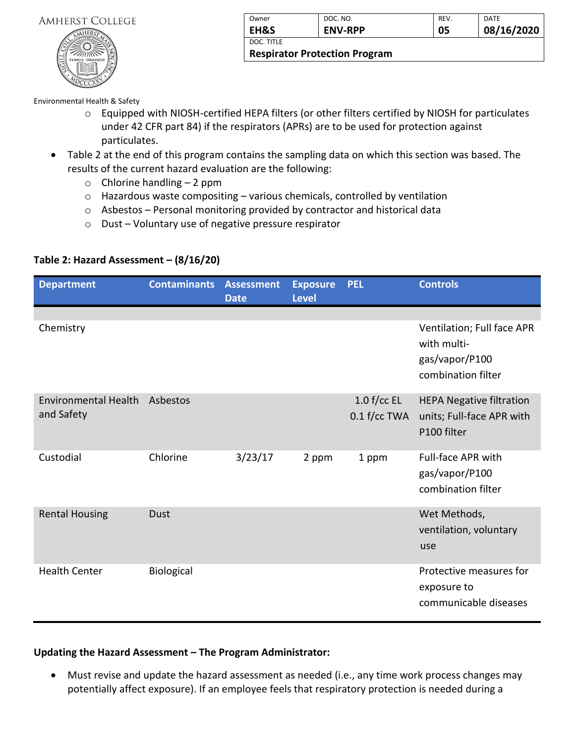- Equipped with NIOSH-certified HEPA filters (or other filters certified by NIOSH for particulates under 42 CFR part 84) if the respirators (APRs) are to be used for protection against particulates.

- Table 2 at the end of this program contains the sampling data on which this section was based. The results of the current hazard evaluation are the following:
  - Chlorine handling – 2 ppm
  - Hazardous waste compositing – various chemicals, controlled by ventilation
  - Asbestos – Personal monitoring provided by contractor and historical data
  - Dust – Voluntary use of negative pressure respirator

**Table 2: Hazard Assessment – (8/16/20)**

| Department | Contaminants | Assessment Date | Exposure Level | PEL | Controls |
|---|---|---|---|---|---|
| | | | | | |
| Chemistry | | | | | Ventilation; Full face APR with multi-gas/vapor/P100 combination filter |
| Environmental Health and Safety | Asbestos | | | 1.0 f/cc EL 0.1 f/cc TWA | HEPA Negative filtration units; Full-face APR with P100 filter |
| Custodial | Chlorine | 3/23/17 | 2 ppm | 1 ppm | Full-face APR with gas/vapor/P100 combination filter |
| Rental Housing | Dust | | | | Wet Methods, ventilation, voluntary use |
| Health Center | Biological | | | | Protective measures for exposure to communicable diseases |

**Updating the Hazard Assessment – The Program Administrator:**

- Must revise and update the hazard assessment as needed (i.e., any time work process changes may potentially affect exposure). If an employee feels that respiratory protection is needed during a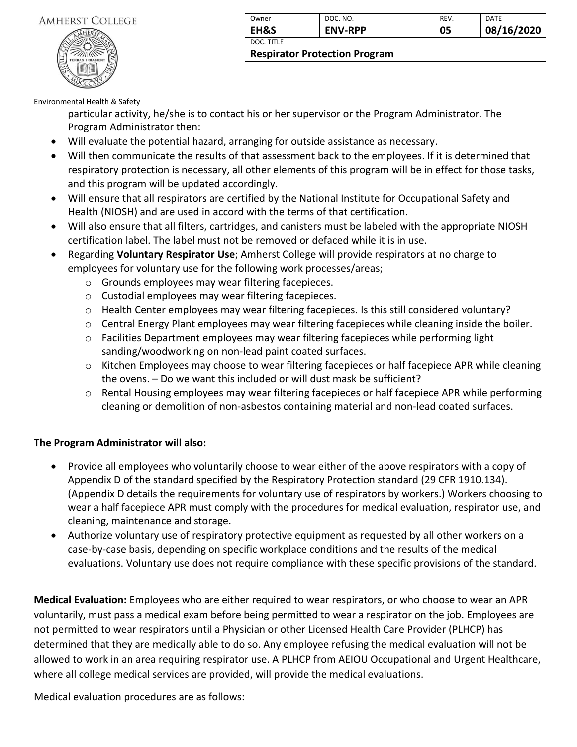particular activity, he/she is to contact his or her supervisor or the Program Administrator. The Program Administrator then:

- Will evaluate the potential hazard, arranging for outside assistance as necessary.
- Will then communicate the results of that assessment back to the employees. If it is determined that respiratory protection is necessary, all other elements of this program will be in effect for those tasks, and this program will be updated accordingly.
- Will ensure that all respirators are certified by the National Institute for Occupational Safety and Health (NIOSH) and are used in accord with the terms of that certification.
- Will also ensure that all filters, cartridges, and canisters must be labeled with the appropriate NIOSH certification label. The label must not be removed or defaced while it is in use.
- Regarding **Voluntary Respirator Use**; Amherst College will provide respirators at no charge to employees for voluntary use for the following work processes/areas;
  - Grounds employees may wear filtering facepieces.
  - Custodial employees may wear filtering facepieces.
  - Health Center employees may wear filtering facepieces. Is this still considered voluntary?
  - Central Energy Plant employees may wear filtering facepieces while cleaning inside the boiler.
  - Facilities Department employees may wear filtering facepieces while performing light sanding/woodworking on non-lead paint coated surfaces.
  - Kitchen Employees may choose to wear filtering facepieces or half facepiece APR while cleaning the ovens. – Do we want this included or will dust mask be sufficient?
  - Rental Housing employees may wear filtering facepieces or half facepiece APR while performing cleaning or demolition of non-asbestos containing material and non-lead coated surfaces.

**The Program Administrator will also:**

- Provide all employees who voluntarily choose to wear either of the above respirators with a copy of Appendix D of the standard specified by the Respiratory Protection standard (29 CFR 1910.134). (Appendix D details the requirements for voluntary use of respirators by workers.) Workers choosing to wear a half facepiece APR must comply with the procedures for medical evaluation, respirator use, and cleaning, maintenance and storage.
- Authorize voluntary use of respiratory protective equipment as requested by all other workers on a case-by-case basis, depending on specific workplace conditions and the results of the medical evaluations. Voluntary use does not require compliance with these specific provisions of the standard.

**Medical Evaluation:** Employees who are either required to wear respirators, or who choose to wear an APR voluntarily, must pass a medical exam before being permitted to wear a respirator on the job. Employees are not permitted to wear respirators until a Physician or other Licensed Health Care Provider (PLHCP) has determined that they are medically able to do so. Any employee refusing the medical evaluation will not be allowed to work in an area requiring respirator use. A PLHCP from AEIOU Occupational and Urgent Healthcare, where all college medical services are provided, will provide the medical evaluations.

Medical evaluation procedures are as follows: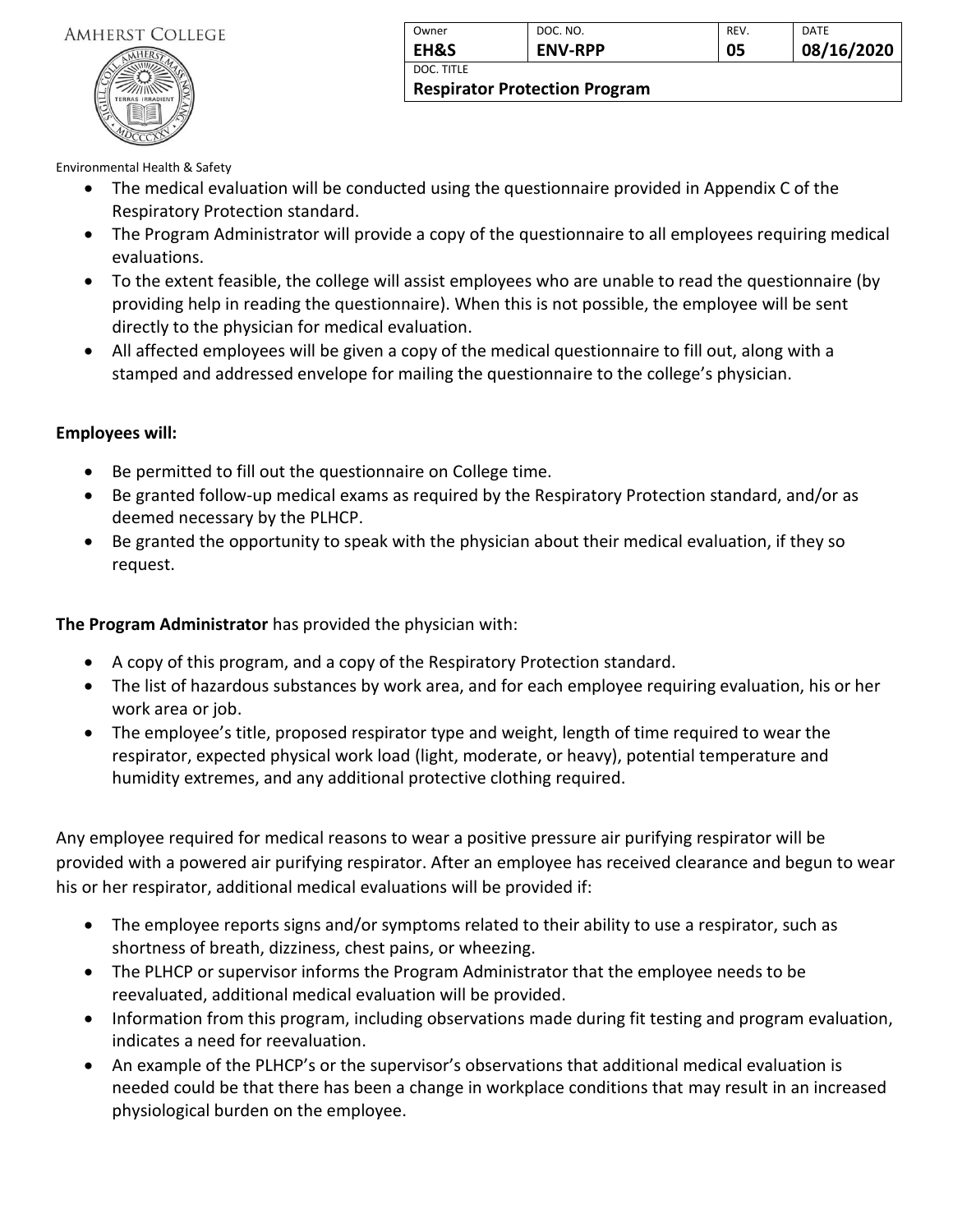- The medical evaluation will be conducted using the questionnaire provided in Appendix C of the Respiratory Protection standard.
- The Program Administrator will provide a copy of the questionnaire to all employees requiring medical evaluations.
- To the extent feasible, the college will assist employees who are unable to read the questionnaire (by providing help in reading the questionnaire). When this is not possible, the employee will be sent directly to the physician for medical evaluation.
- All affected employees will be given a copy of the medical questionnaire to fill out, along with a stamped and addressed envelope for mailing the questionnaire to the college's physician.

**Employees will:**

- Be permitted to fill out the questionnaire on College time.
- Be granted follow-up medical exams as required by the Respiratory Protection standard, and/or as deemed necessary by the PLHCP.
- Be granted the opportunity to speak with the physician about their medical evaluation, if they so request.

**The Program Administrator** has provided the physician with:

- A copy of this program, and a copy of the Respiratory Protection standard.
- The list of hazardous substances by work area, and for each employee requiring evaluation, his or her work area or job.
- The employee's title, proposed respirator type and weight, length of time required to wear the respirator, expected physical work load (light, moderate, or heavy), potential temperature and humidity extremes, and any additional protective clothing required.

Any employee required for medical reasons to wear a positive pressure air purifying respirator will be provided with a powered air purifying respirator. After an employee has received clearance and begun to wear his or her respirator, additional medical evaluations will be provided if:

- The employee reports signs and/or symptoms related to their ability to use a respirator, such as shortness of breath, dizziness, chest pains, or wheezing.
- The PLHCP or supervisor informs the Program Administrator that the employee needs to be reevaluated, additional medical evaluation will be provided.
- Information from this program, including observations made during fit testing and program evaluation, indicates a need for reevaluation.
- An example of the PLHCP's or the supervisor's observations that additional medical evaluation is needed could be that there has been a change in workplace conditions that may result in an increased physiological burden on the employee.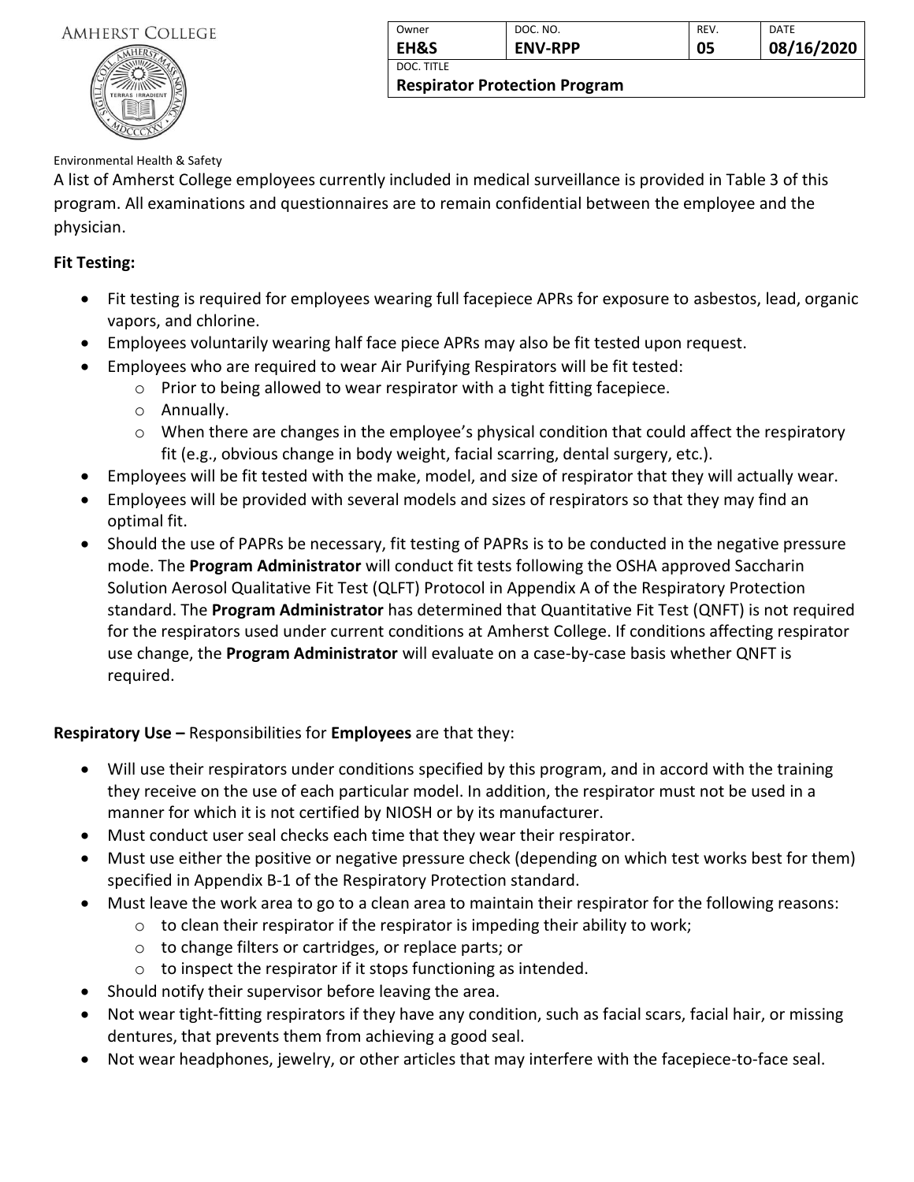A list of Amherst College employees currently included in medical surveillance is provided in Table 3 of this program. All examinations and questionnaires are to remain confidential between the employee and the physician.

**Fit Testing:**

- Fit testing is required for employees wearing full facepiece APRs for exposure to asbestos, lead, organic vapors, and chlorine.
- Employees voluntarily wearing half face piece APRs may also be fit tested upon request.
- Employees who are required to wear Air Purifying Respirators will be fit tested:
  - Prior to being allowed to wear respirator with a tight fitting facepiece.
  - Annually.
  - When there are changes in the employee's physical condition that could affect the respiratory fit (e.g., obvious change in body weight, facial scarring, dental surgery, etc.).
- Employees will be fit tested with the make, model, and size of respirator that they will actually wear.
- Employees will be provided with several models and sizes of respirators so that they may find an optimal fit.
- Should the use of PAPRs be necessary, fit testing of PAPRs is to be conducted in the negative pressure mode. The **Program Administrator** will conduct fit tests following the OSHA approved Saccharin Solution Aerosol Qualitative Fit Test (QLFT) Protocol in Appendix A of the Respiratory Protection standard. The **Program Administrator** has determined that Quantitative Fit Test (QNFT) is not required for the respirators used under current conditions at Amherst College. If conditions affecting respirator use change, the **Program Administrator** will evaluate on a case-by-case basis whether QNFT is required.

**Respiratory Use –** Responsibilities for **Employees** are that they:

- Will use their respirators under conditions specified by this program, and in accord with the training they receive on the use of each particular model. In addition, the respirator must not be used in a manner for which it is not certified by NIOSH or by its manufacturer.
- Must conduct user seal checks each time that they wear their respirator.
- Must use either the positive or negative pressure check (depending on which test works best for them) specified in Appendix B-1 of the Respiratory Protection standard.
- Must leave the work area to go to a clean area to maintain their respirator for the following reasons:
  - to clean their respirator if the respirator is impeding their ability to work;
  - to change filters or cartridges, or replace parts; or
  - to inspect the respirator if it stops functioning as intended.
- Should notify their supervisor before leaving the area.
- Not wear tight-fitting respirators if they have any condition, such as facial scars, facial hair, or missing dentures, that prevents them from achieving a good seal.
- Not wear headphones, jewelry, or other articles that may interfere with the facepiece-to-face seal.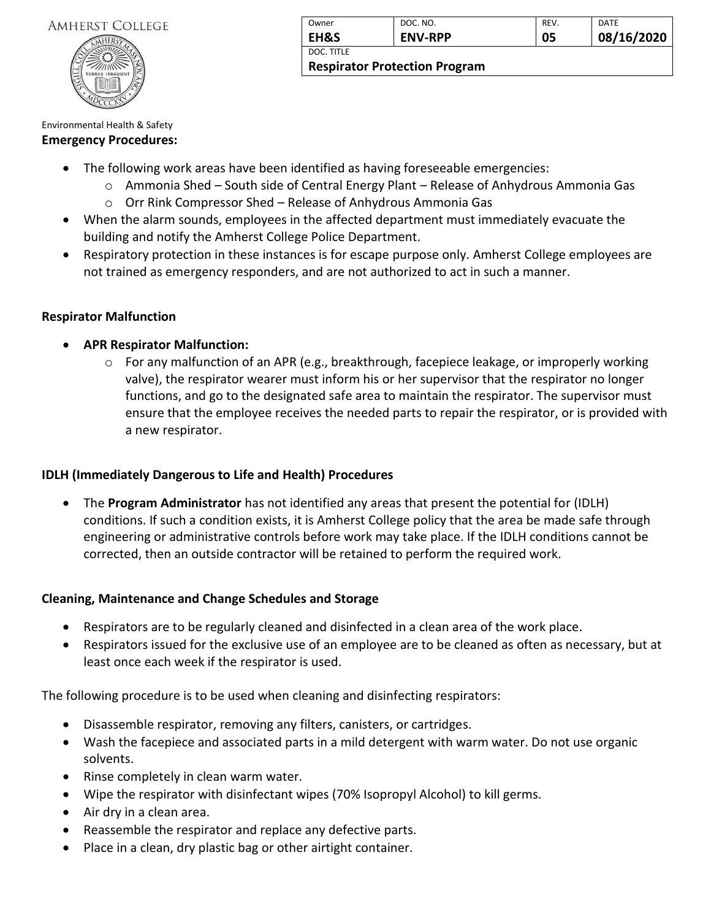**Emergency Procedures:**

- The following work areas have been identified as having foreseeable emergencies:
  - Ammonia Shed – South side of Central Energy Plant – Release of Anhydrous Ammonia Gas
  - Orr Rink Compressor Shed – Release of Anhydrous Ammonia Gas
- When the alarm sounds, employees in the affected department must immediately evacuate the building and notify the Amherst College Police Department.
- Respiratory protection in these instances is for escape purpose only. Amherst College employees are not trained as emergency responders, and are not authorized to act in such a manner.

**Respirator Malfunction**

- **APR Respirator Malfunction:**
  - For any malfunction of an APR (e.g., breakthrough, facepiece leakage, or improperly working valve), the respirator wearer must inform his or her supervisor that the respirator no longer functions, and go to the designated safe area to maintain the respirator. The supervisor must ensure that the employee receives the needed parts to repair the respirator, or is provided with a new respirator.

**IDLH (Immediately Dangerous to Life and Health) Procedures**

- The **Program Administrator** has not identified any areas that present the potential for (IDLH) conditions. If such a condition exists, it is Amherst College policy that the area be made safe through engineering or administrative controls before work may take place. If the IDLH conditions cannot be corrected, then an outside contractor will be retained to perform the required work.

**Cleaning, Maintenance and Change Schedules and Storage**

- Respirators are to be regularly cleaned and disinfected in a clean area of the work place.
- Respirators issued for the exclusive use of an employee are to be cleaned as often as necessary, but at least once each week if the respirator is used.

The following procedure is to be used when cleaning and disinfecting respirators:

- Disassemble respirator, removing any filters, canisters, or cartridges.
- Wash the facepiece and associated parts in a mild detergent with warm water. Do not use organic solvents.
- Rinse completely in clean warm water.
- Wipe the respirator with disinfectant wipes (70% Isopropyl Alcohol) to kill germs.
- Air dry in a clean area.
- Reassemble the respirator and replace any defective parts.
- Place in a clean, dry plastic bag or other airtight container.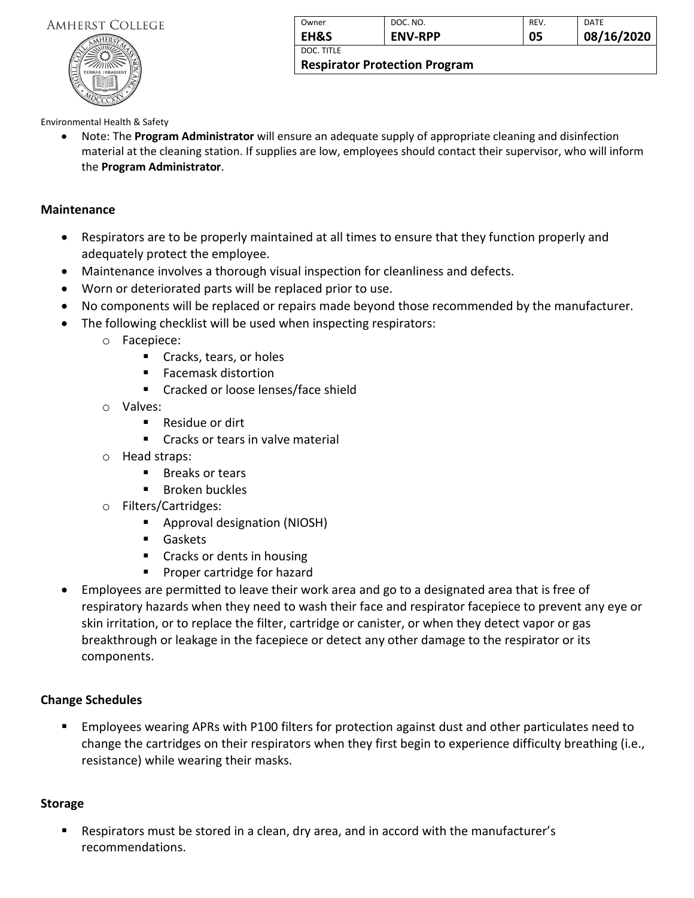- Note: The **Program Administrator** will ensure an adequate supply of appropriate cleaning and disinfection material at the cleaning station. If supplies are low, employees should contact their supervisor, who will inform the **Program Administrator**.

**Maintenance**

- Respirators are to be properly maintained at all times to ensure that they function properly and adequately protect the employee.
- Maintenance involves a thorough visual inspection for cleanliness and defects.
- Worn or deteriorated parts will be replaced prior to use.
- No components will be replaced or repairs made beyond those recommended by the manufacturer.
- The following checklist will be used when inspecting respirators:
  - Facepiece:
    - Cracks, tears, or holes
    - Facemask distortion
    - Cracked or loose lenses/face shield
  - Valves:
    - Residue or dirt
    - Cracks or tears in valve material
  - Head straps:
    - Breaks or tears
    - Broken buckles
  - Filters/Cartridges:
    - Approval designation (NIOSH)
    - Gaskets
    - Cracks or dents in housing
    - Proper cartridge for hazard
- Employees are permitted to leave their work area and go to a designated area that is free of respiratory hazards when they need to wash their face and respirator facepiece to prevent any eye or skin irritation, or to replace the filter, cartridge or canister, or when they detect vapor or gas breakthrough or leakage in the facepiece or detect any other damage to the respirator or its components.

**Change Schedules**

- Employees wearing APRs with P100 filters for protection against dust and other particulates need to change the cartridges on their respirators when they first begin to experience difficulty breathing (i.e., resistance) while wearing their masks.

**Storage**

- Respirators must be stored in a clean, dry area, and in accord with the manufacturer's recommendations.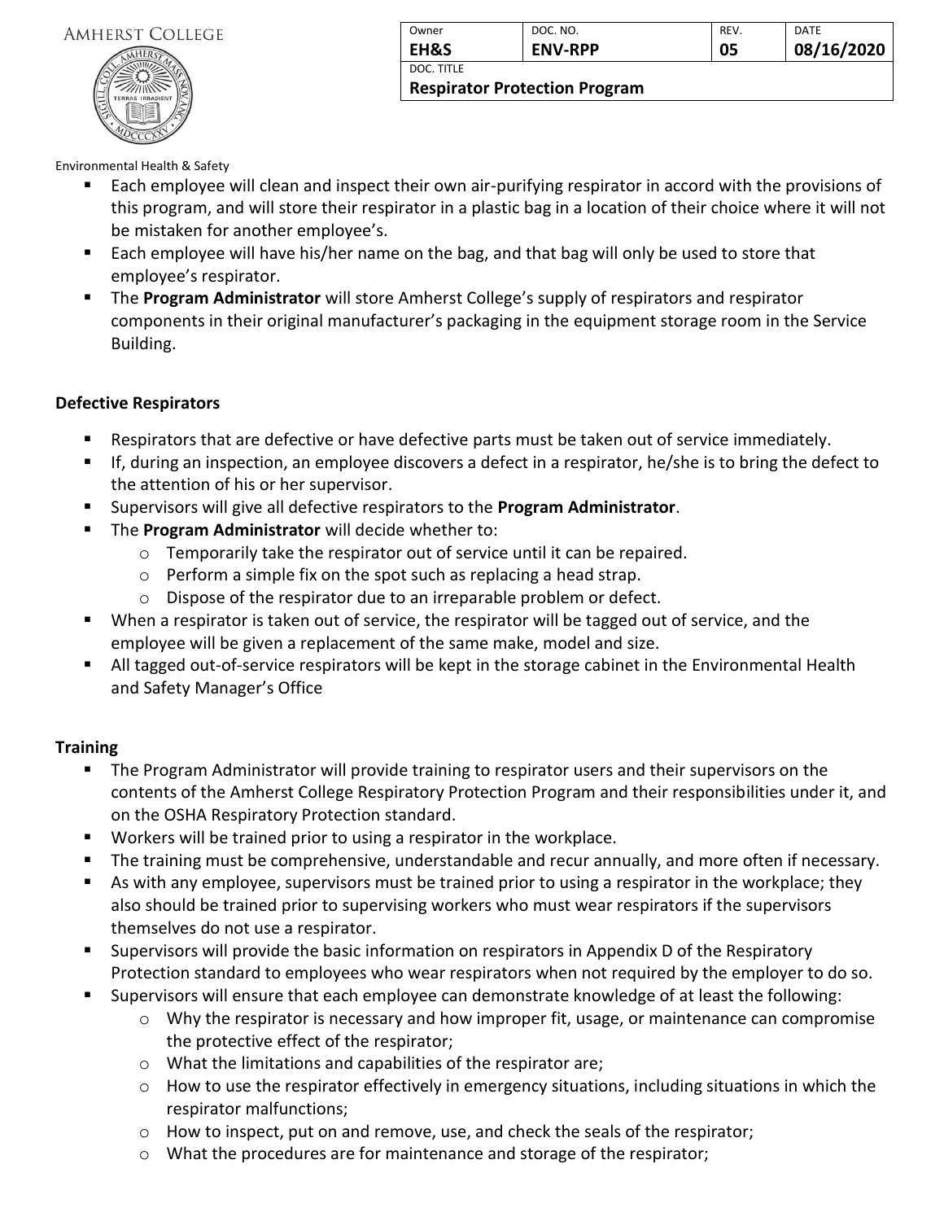- Each employee will clean and inspect their own air-purifying respirator in accord with the provisions of this program, and will store their respirator in a plastic bag in a location of their choice where it will not be mistaken for another employee's.
- Each employee will have his/her name on the bag, and that bag will only be used to store that employee's respirator.
- The **Program Administrator** will store Amherst College's supply of respirators and respirator components in their original manufacturer's packaging in the equipment storage room in the Service Building.

**Defective Respirators**

- Respirators that are defective or have defective parts must be taken out of service immediately.
- If, during an inspection, an employee discovers a defect in a respirator, he/she is to bring the defect to the attention of his or her supervisor.
- Supervisors will give all defective respirators to the **Program Administrator**.
- The **Program Administrator** will decide whether to:
  - Temporarily take the respirator out of service until it can be repaired.
  - Perform a simple fix on the spot such as replacing a head strap.
  - Dispose of the respirator due to an irreparable problem or defect.
- When a respirator is taken out of service, the respirator will be tagged out of service, and the employee will be given a replacement of the same make, model and size.
- All tagged out-of-service respirators will be kept in the storage cabinet in the Environmental Health and Safety Manager's Office

**Training**

- The Program Administrator will provide training to respirator users and their supervisors on the contents of the Amherst College Respiratory Protection Program and their responsibilities under it, and on the OSHA Respiratory Protection standard.
- Workers will be trained prior to using a respirator in the workplace.
- The training must be comprehensive, understandable and recur annually, and more often if necessary.
- As with any employee, supervisors must be trained prior to using a respirator in the workplace; they also should be trained prior to supervising workers who must wear respirators if the supervisors themselves do not use a respirator.
- Supervisors will provide the basic information on respirators in Appendix D of the Respiratory Protection standard to employees who wear respirators when not required by the employer to do so.
- Supervisors will ensure that each employee can demonstrate knowledge of at least the following:
  - Why the respirator is necessary and how improper fit, usage, or maintenance can compromise the protective effect of the respirator;
  - What the limitations and capabilities of the respirator are;
  - How to use the respirator effectively in emergency situations, including situations in which the respirator malfunctions;
  - How to inspect, put on and remove, use, and check the seals of the respirator;
  - What the procedures are for maintenance and storage of the respirator;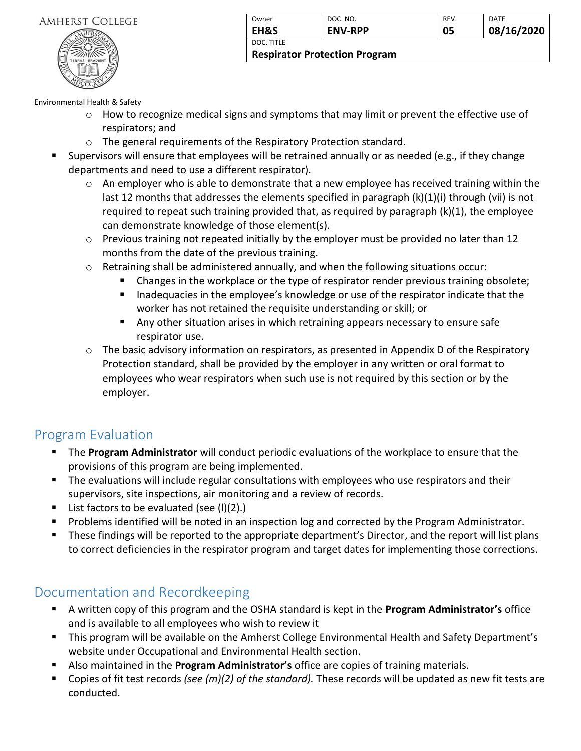- How to recognize medical signs and symptoms that may limit or prevent the effective use of respirators; and
- The general requirements of the Respiratory Protection standard.

- Supervisors will ensure that employees will be retrained annually or as needed (e.g., if they change departments and need to use a different respirator).
  - An employer who is able to demonstrate that a new employee has received training within the last 12 months that addresses the elements specified in paragraph (k)(1)(i) through (vii) is not required to repeat such training provided that, as required by paragraph (k)(1), the employee can demonstrate knowledge of those element(s).
  - Previous training not repeated initially by the employer must be provided no later than 12 months from the date of the previous training.
  - Retraining shall be administered annually, and when the following situations occur:
    - Changes in the workplace or the type of respirator render previous training obsolete;
    - Inadequacies in the employee's knowledge or use of the respirator indicate that the worker has not retained the requisite understanding or skill; or
    - Any other situation arises in which retraining appears necessary to ensure safe respirator use.
  - The basic advisory information on respirators, as presented in Appendix D of the Respiratory Protection standard, shall be provided by the employer in any written or oral format to employees who wear respirators when such use is not required by this section or by the employer.

## Program Evaluation

- The **Program Administrator** will conduct periodic evaluations of the workplace to ensure that the provisions of this program are being implemented.
- The evaluations will include regular consultations with employees who use respirators and their supervisors, site inspections, air monitoring and a review of records.
- List factors to be evaluated (see (l)(2).)
- Problems identified will be noted in an inspection log and corrected by the Program Administrator.
- These findings will be reported to the appropriate department's Director, and the report will list plans to correct deficiencies in the respirator program and target dates for implementing those corrections.

## Documentation and Recordkeeping

- A written copy of this program and the OSHA standard is kept in the **Program Administrator's** office and is available to all employees who wish to review it
- This program will be available on the Amherst College Environmental Health and Safety Department's website under Occupational and Environmental Health section.
- Also maintained in the **Program Administrator's** office are copies of training materials.
- Copies of fit test records *(see (m)(2) of the standard).* These records will be updated as new fit tests are conducted.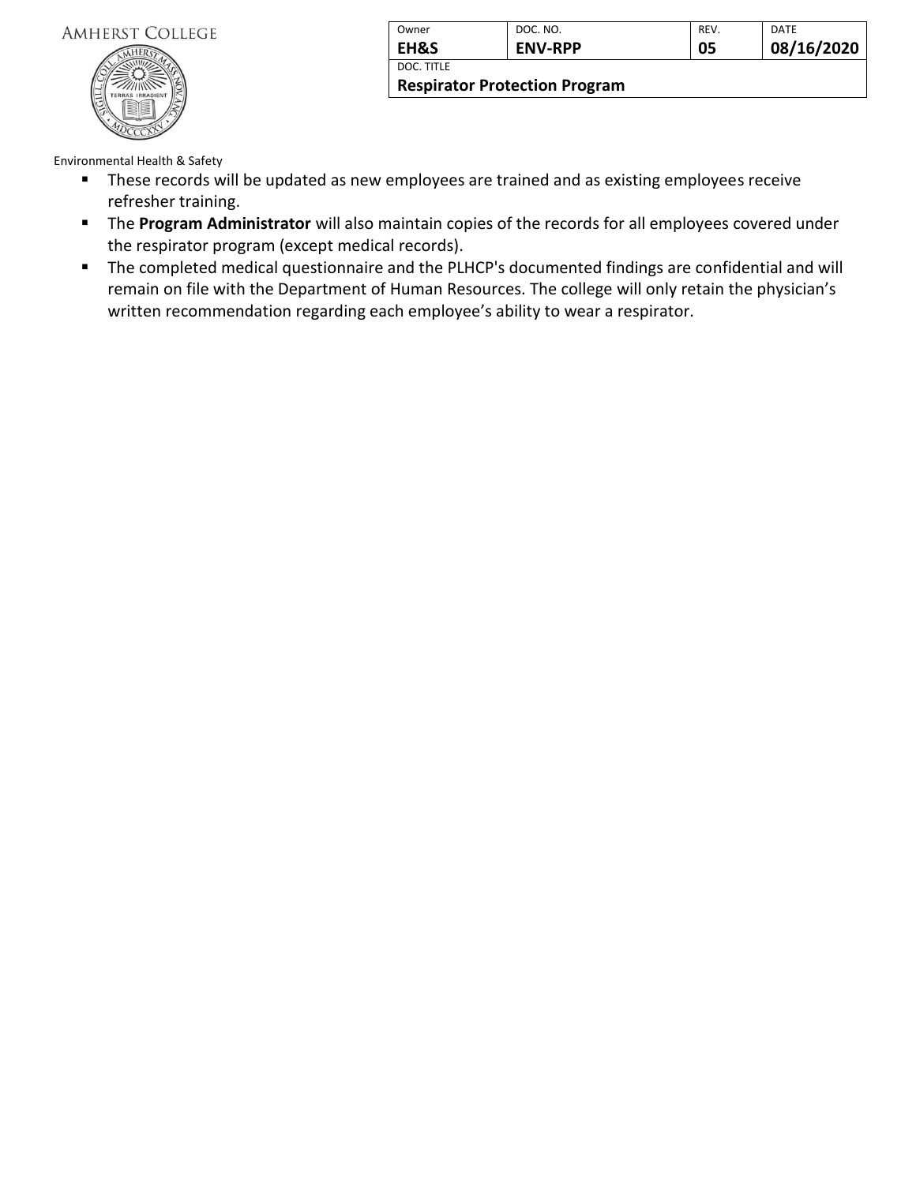- These records will be updated as new employees are trained and as existing employees receive refresher training.
- The **Program Administrator** will also maintain copies of the records for all employees covered under the respirator program (except medical records).
- The completed medical questionnaire and the PLHCP's documented findings are confidential and will remain on file with the Department of Human Resources. The college will only retain the physician's written recommendation regarding each employee's ability to wear a respirator.